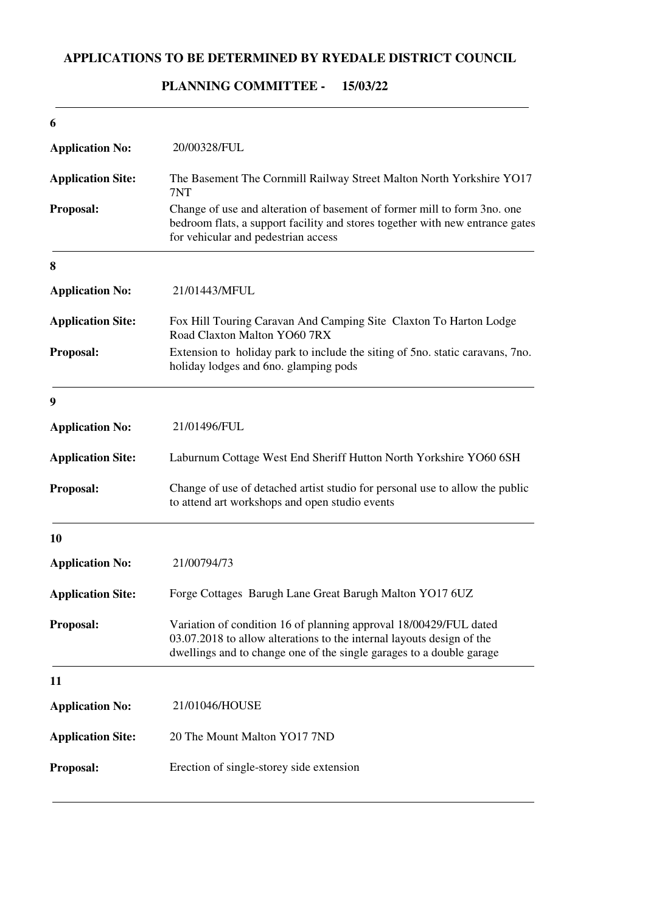# APPLICATIONS TO BE DETERMINED BY RYEDALE DISTRICT COUNCIL

## PLANNING COMMITTEE - 15/03/22

---

**6**

**Application No:** 20/00328/FUL

**Application Site:** The Basement The Cornmill Railway Street Malton North Yorkshire YO17 7NT

**Proposal:** Change of use and alteration of basement of former mill to form 3no. one bedroom flats, a support facility and stores together with new entrance gates for vehicular and pedestrian access

---

**8**

**Application No:** 21/01443/MFUL

**Application Site:** Fox Hill Touring Caravan And Camping Site Claxton To Harton Lodge Road Claxton Malton YO60 7RX

**Proposal:** Extension to holiday park to include the siting of 5no. static caravans, 7no. holiday lodges and 6no. glamping pods

---

**9**

**Application No:** 21/01496/FUL

**Application Site:** Laburnum Cottage West End Sheriff Hutton North Yorkshire YO60 6SH

**Proposal:** Change of use of detached artist studio for personal use to allow the public to attend art workshops and open studio events

---

**10**

**Application No:** 21/00794/73

**Application Site:** Forge Cottages Barugh Lane Great Barugh Malton YO17 6UZ

**Proposal:** Variation of condition 16 of planning approval 18/00429/FUL dated 03.07.2018 to allow alterations to the internal layouts design of the dwellings and to change one of the single garages to a double garage

---

**11**

**Application No:** 21/01046/HOUSE

**Application Site:** 20 The Mount Malton YO17 7ND

**Proposal:** Erection of single-storey side extension

---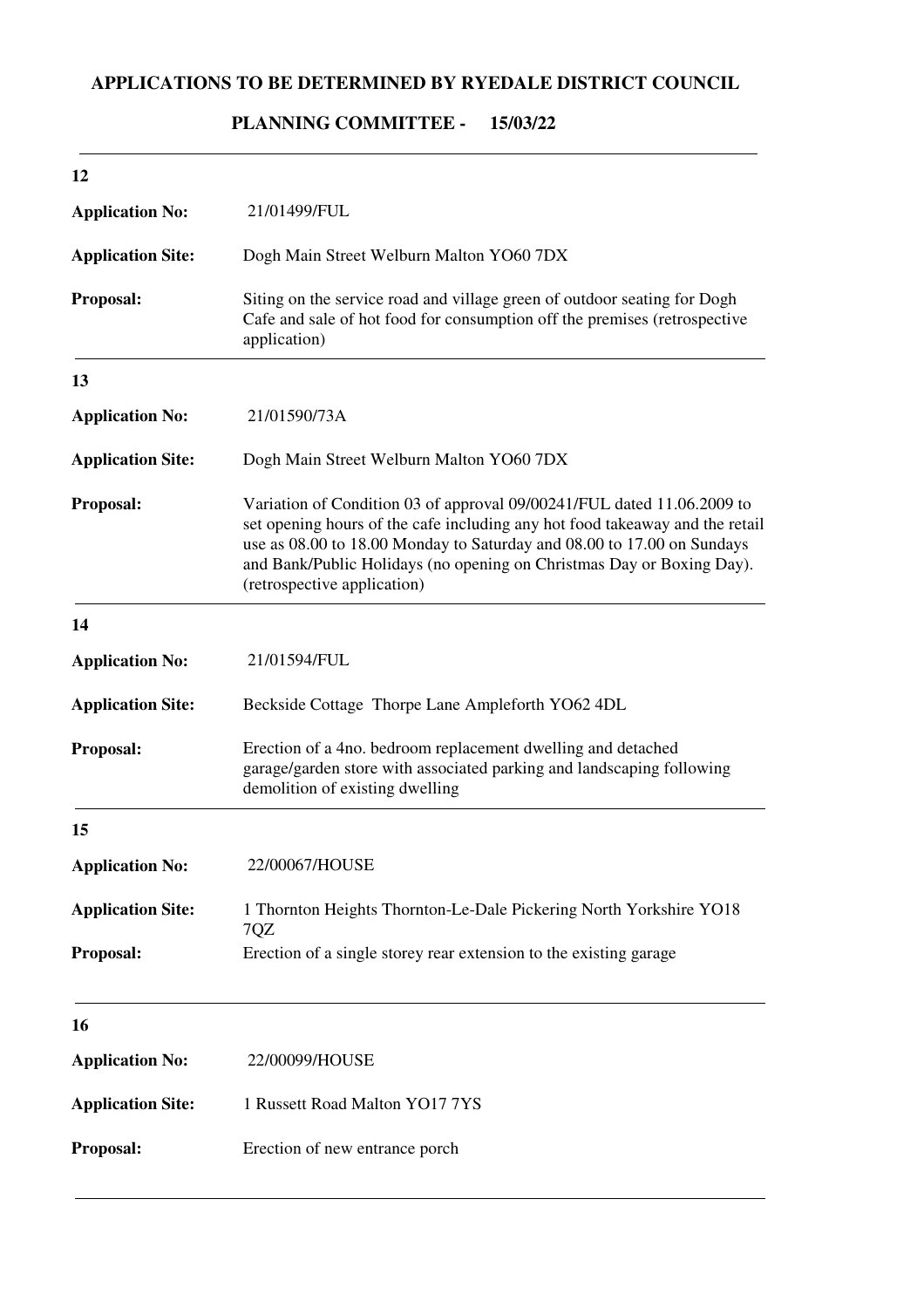# APPLICATIONS TO BE DETERMINED BY RYEDALE DISTRICT COUNCIL

## PLANNING COMMITTEE - 15/03/22

---

**12**

| | |
|---|---|
| **Application No:** | 21/01499/FUL |
| **Application Site:** | Dogh Main Street Welburn Malton YO60 7DX |
| **Proposal:** | Siting on the service road and village green of outdoor seating for Dogh Cafe and sale of hot food for consumption off the premises (retrospective application) |

---

**13**

| | |
|---|---|
| **Application No:** | 21/01590/73A |
| **Application Site:** | Dogh Main Street Welburn Malton YO60 7DX |
| **Proposal:** | Variation of Condition 03 of approval 09/00241/FUL dated 11.06.2009 to set opening hours of the cafe including any hot food takeaway and the retail use as 08.00 to 18.00 Monday to Saturday and 08.00 to 17.00 on Sundays and Bank/Public Holidays (no opening on Christmas Day or Boxing Day). (retrospective application) |

---

**14**

| | |
|---|---|
| **Application No:** | 21/01594/FUL |
| **Application Site:** | Beckside Cottage Thorpe Lane Ampleforth YO62 4DL |
| **Proposal:** | Erection of a 4no. bedroom replacement dwelling and detached garage/garden store with associated parking and landscaping following demolition of existing dwelling |

---

**15**

| | |
|---|---|
| **Application No:** | 22/00067/HOUSE |
| **Application Site:** | 1 Thornton Heights Thornton-Le-Dale Pickering North Yorkshire YO18 7QZ |
| **Proposal:** | Erection of a single storey rear extension to the existing garage |

---

**16**

| | |
|---|---|
| **Application No:** | 22/00099/HOUSE |
| **Application Site:** | 1 Russett Road Malton YO17 7YS |
| **Proposal:** | Erection of new entrance porch |